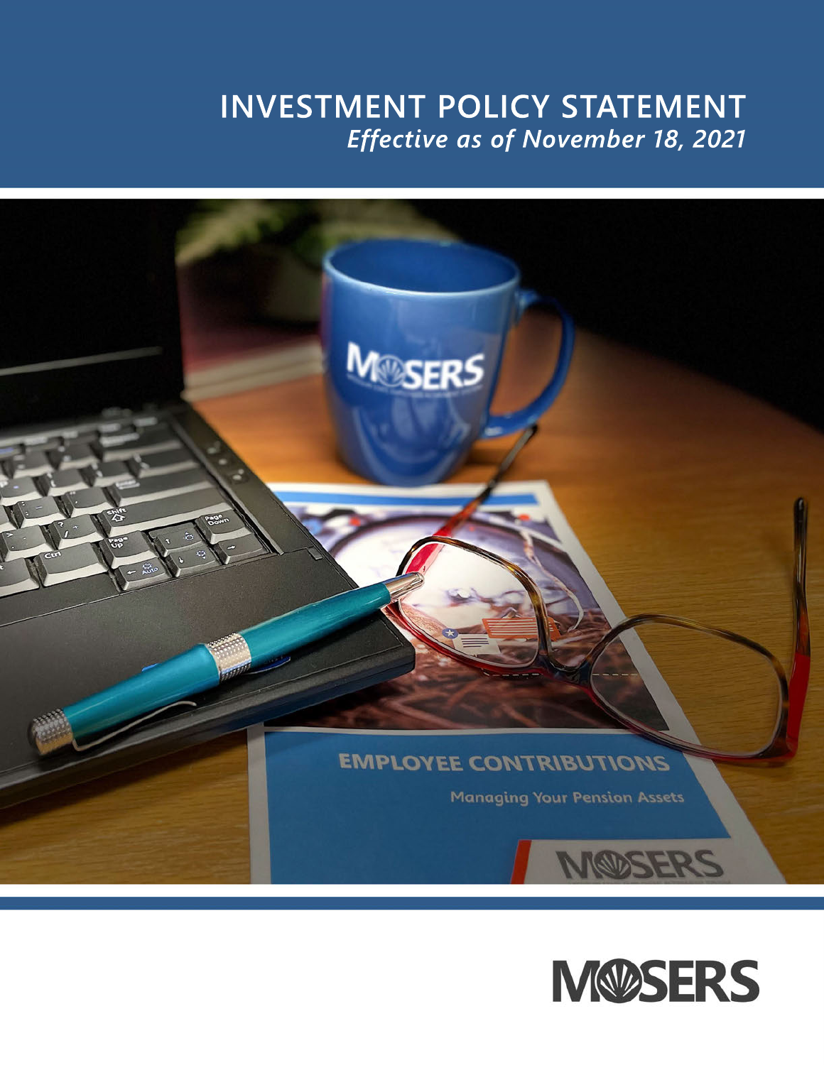# INVESTMENT POLICY STATEMENT

*Effective as of November 18, 2021*

MOSERS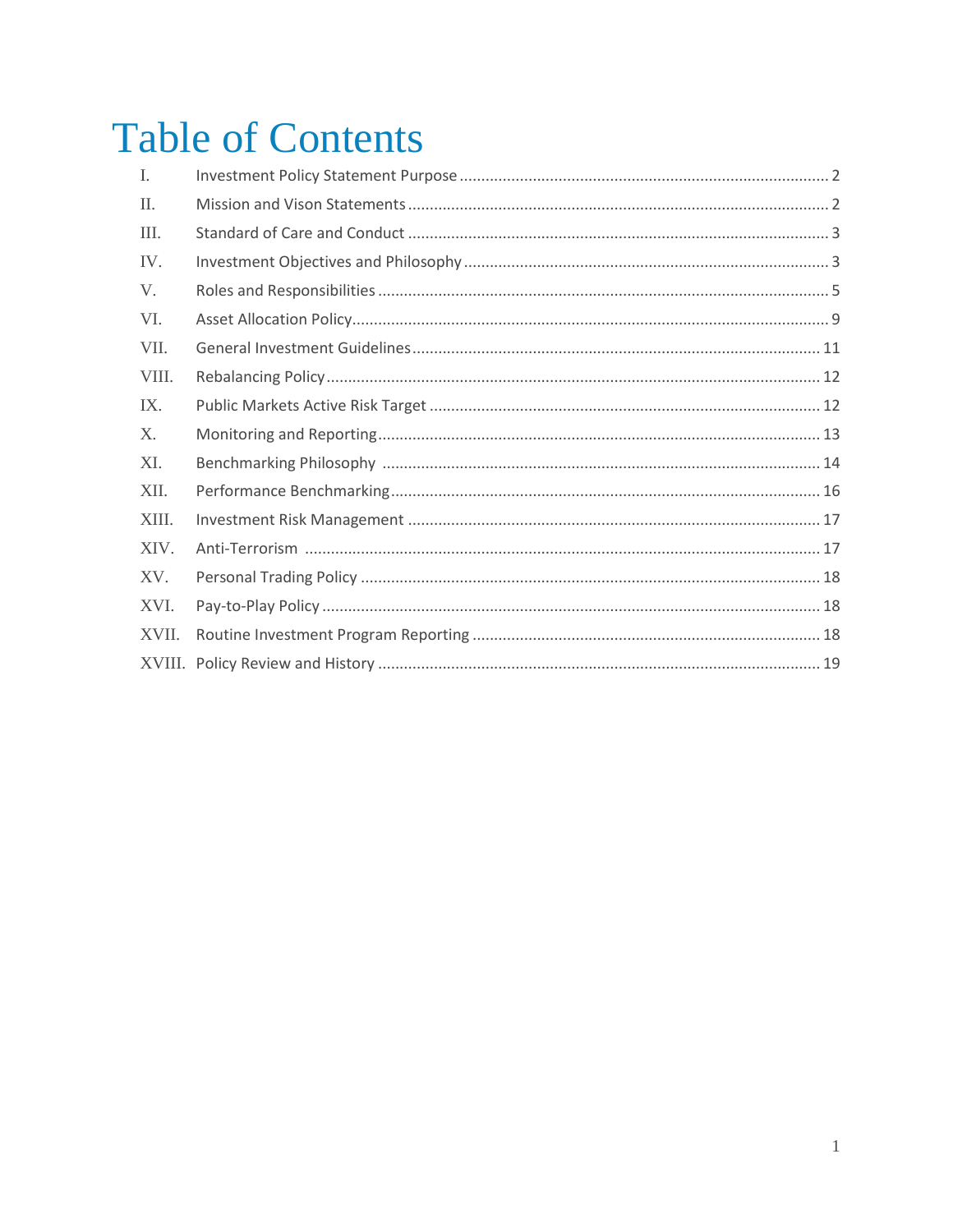# Table of Contents

| | | |
|---|---|---|
| I. | Investment Policy Statement Purpose | 2 |
| II. | Mission and Vison Statements | 2 |
| III. | Standard of Care and Conduct | 3 |
| IV. | Investment Objectives and Philosophy | 3 |
| V. | Roles and Responsibilities | 5 |
| VI. | Asset Allocation Policy | 9 |
| VII. | General Investment Guidelines | 11 |
| VIII. | Rebalancing Policy | 12 |
| IX. | Public Markets Active Risk Target | 12 |
| X. | Monitoring and Reporting | 13 |
| XI. | Benchmarking Philosophy | 14 |
| XII. | Performance Benchmarking | 16 |
| XIII. | Investment Risk Management | 17 |
| XIV. | Anti-Terrorism | 17 |
| XV. | Personal Trading Policy | 18 |
| XVI. | Pay-to-Play Policy | 18 |
| XVII. | Routine Investment Program Reporting | 18 |
| XVIII. | Policy Review and History | 19 |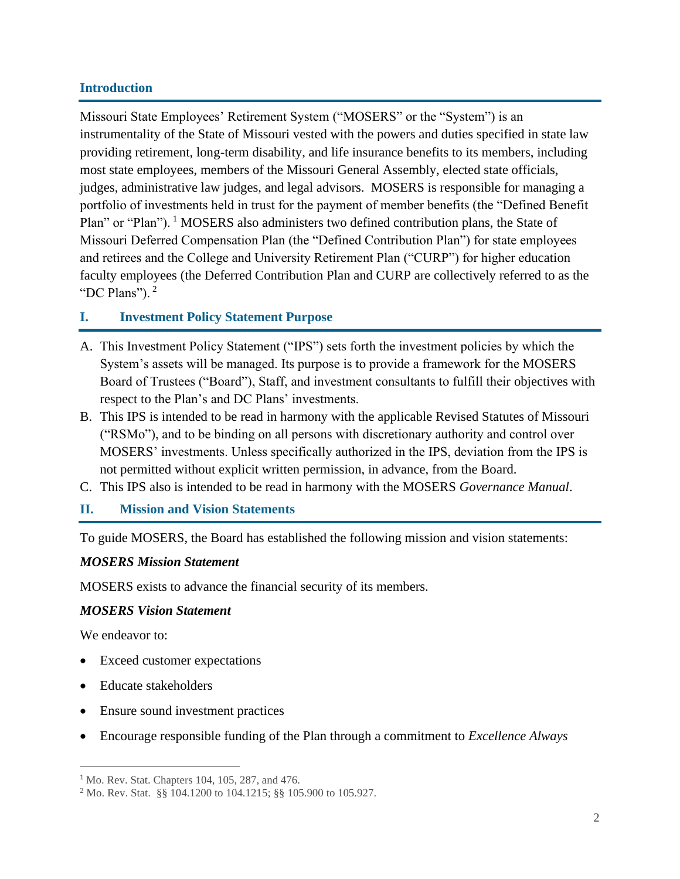## Introduction

Missouri State Employees' Retirement System ("MOSERS" or the "System") is an instrumentality of the State of Missouri vested with the powers and duties specified in state law providing retirement, long-term disability, and life insurance benefits to its members, including most state employees, members of the Missouri General Assembly, elected state officials, judges, administrative law judges, and legal advisors. MOSERS is responsible for managing a portfolio of investments held in trust for the payment of member benefits (the "Defined Benefit Plan" or "Plan").[1] MOSERS also administers two defined contribution plans, the State of Missouri Deferred Compensation Plan (the "Defined Contribution Plan") for state employees and retirees and the College and University Retirement Plan ("CURP") for higher education faculty employees (the Deferred Contribution Plan and CURP are collectively referred to as the "DC Plans").[2]

## I. Investment Policy Statement Purpose

A. This Investment Policy Statement ("IPS") sets forth the investment policies by which the System's assets will be managed. Its purpose is to provide a framework for the MOSERS Board of Trustees ("Board"), Staff, and investment consultants to fulfill their objectives with respect to the Plan's and DC Plans' investments.

B. This IPS is intended to be read in harmony with the applicable Revised Statutes of Missouri ("RSMo"), and to be binding on all persons with discretionary authority and control over MOSERS' investments. Unless specifically authorized in the IPS, deviation from the IPS is not permitted without explicit written permission, in advance, from the Board.

C. This IPS also is intended to be read in harmony with the MOSERS *Governance Manual*.

## II. Mission and Vision Statements

To guide MOSERS, the Board has established the following mission and vision statements:

***MOSERS Mission Statement***

MOSERS exists to advance the financial security of its members.

***MOSERS Vision Statement***

We endeavor to:

- Exceed customer expectations
- Educate stakeholders
- Ensure sound investment practices
- Encourage responsible funding of the Plan through a commitment to *Excellence Always*

---

[1] Mo. Rev. Stat. Chapters 104, 105, 287, and 476.

[2] Mo. Rev. Stat. §§ 104.1200 to 104.1215; §§ 105.900 to 105.927.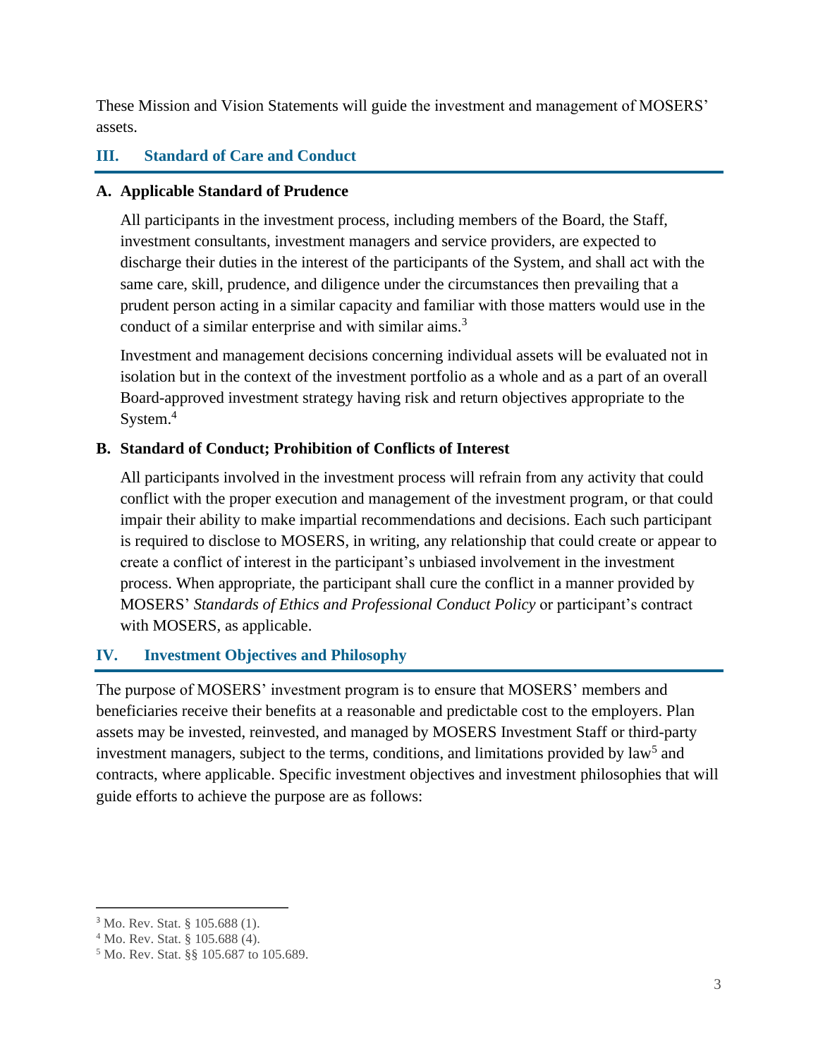These Mission and Vision Statements will guide the investment and management of MOSERS' assets.

## III. Standard of Care and Conduct

### A. Applicable Standard of Prudence

All participants in the investment process, including members of the Board, the Staff, investment consultants, investment managers and service providers, are expected to discharge their duties in the interest of the participants of the System, and shall act with the same care, skill, prudence, and diligence under the circumstances then prevailing that a prudent person acting in a similar capacity and familiar with those matters would use in the conduct of a similar enterprise and with similar aims.[3]

Investment and management decisions concerning individual assets will be evaluated not in isolation but in the context of the investment portfolio as a whole and as a part of an overall Board-approved investment strategy having risk and return objectives appropriate to the System.[4]

### B. Standard of Conduct; Prohibition of Conflicts of Interest

All participants involved in the investment process will refrain from any activity that could conflict with the proper execution and management of the investment program, or that could impair their ability to make impartial recommendations and decisions. Each such participant is required to disclose to MOSERS, in writing, any relationship that could create or appear to create a conflict of interest in the participant's unbiased involvement in the investment process. When appropriate, the participant shall cure the conflict in a manner provided by MOSERS' *Standards of Ethics and Professional Conduct Policy* or participant's contract with MOSERS, as applicable.

## IV. Investment Objectives and Philosophy

The purpose of MOSERS' investment program is to ensure that MOSERS' members and beneficiaries receive their benefits at a reasonable and predictable cost to the employers. Plan assets may be invested, reinvested, and managed by MOSERS Investment Staff or third-party investment managers, subject to the terms, conditions, and limitations provided by law[5] and contracts, where applicable. Specific investment objectives and investment philosophies that will guide efforts to achieve the purpose are as follows:

---

[3] Mo. Rev. Stat. § 105.688 (1).

[4] Mo. Rev. Stat. § 105.688 (4).

[5] Mo. Rev. Stat. §§ 105.687 to 105.689.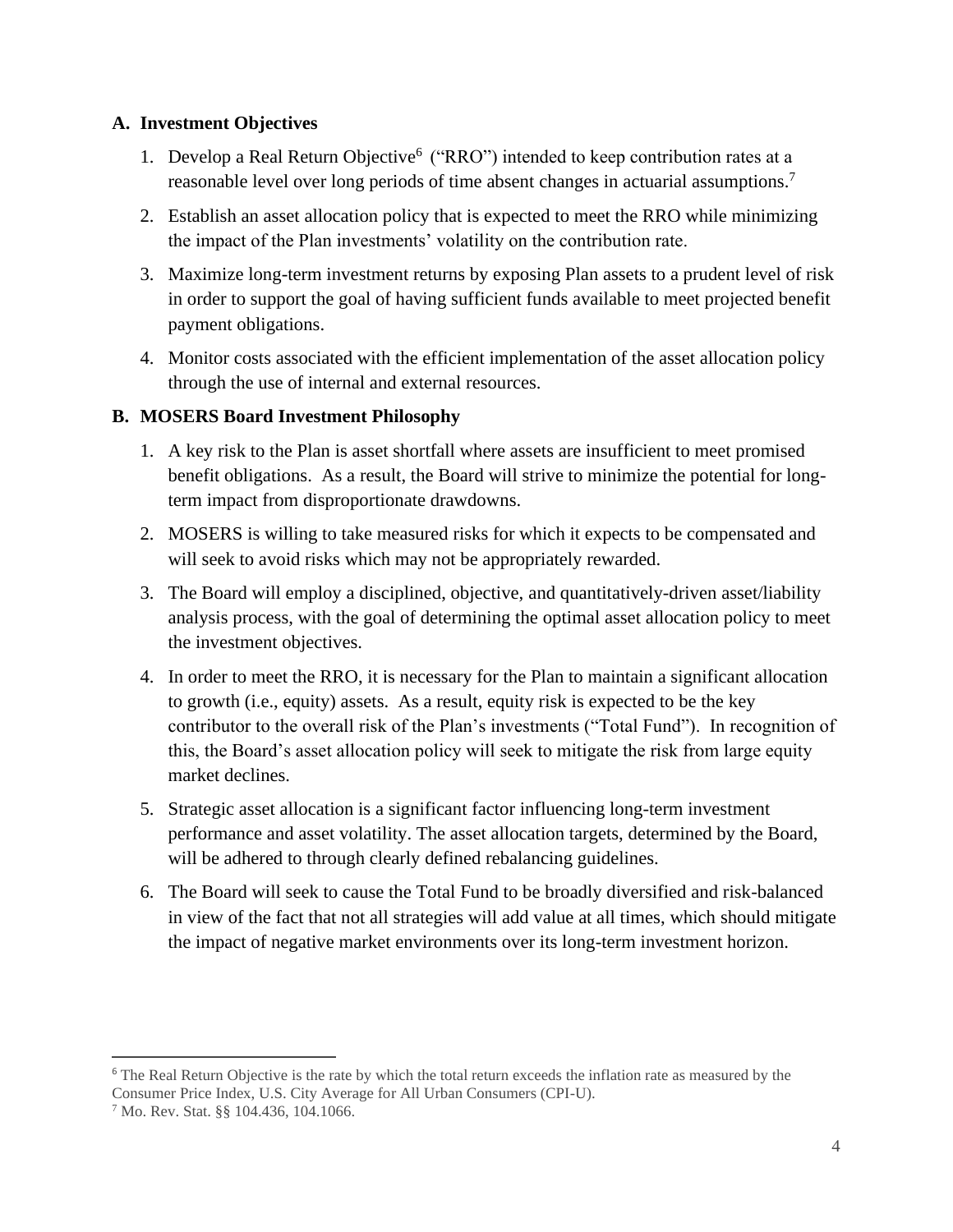### A. Investment Objectives

1. Develop a Real Return Objective[6] ("RRO") intended to keep contribution rates at a reasonable level over long periods of time absent changes in actuarial assumptions.[7]
2. Establish an asset allocation policy that is expected to meet the RRO while minimizing the impact of the Plan investments' volatility on the contribution rate.
3. Maximize long-term investment returns by exposing Plan assets to a prudent level of risk in order to support the goal of having sufficient funds available to meet projected benefit payment obligations.
4. Monitor costs associated with the efficient implementation of the asset allocation policy through the use of internal and external resources.

### B. MOSERS Board Investment Philosophy

1. A key risk to the Plan is asset shortfall where assets are insufficient to meet promised benefit obligations. As a result, the Board will strive to minimize the potential for long-term impact from disproportionate drawdowns.
2. MOSERS is willing to take measured risks for which it expects to be compensated and will seek to avoid risks which may not be appropriately rewarded.
3. The Board will employ a disciplined, objective, and quantitatively-driven asset/liability analysis process, with the goal of determining the optimal asset allocation policy to meet the investment objectives.
4. In order to meet the RRO, it is necessary for the Plan to maintain a significant allocation to growth (i.e., equity) assets. As a result, equity risk is expected to be the key contributor to the overall risk of the Plan's investments ("Total Fund"). In recognition of this, the Board's asset allocation policy will seek to mitigate the risk from large equity market declines.
5. Strategic asset allocation is a significant factor influencing long-term investment performance and asset volatility. The asset allocation targets, determined by the Board, will be adhered to through clearly defined rebalancing guidelines.
6. The Board will seek to cause the Total Fund to be broadly diversified and risk-balanced in view of the fact that not all strategies will add value at all times, which should mitigate the impact of negative market environments over its long-term investment horizon.

---

[6] The Real Return Objective is the rate by which the total return exceeds the inflation rate as measured by the Consumer Price Index, U.S. City Average for All Urban Consumers (CPI-U).

[7] Mo. Rev. Stat. §§ 104.436, 104.1066.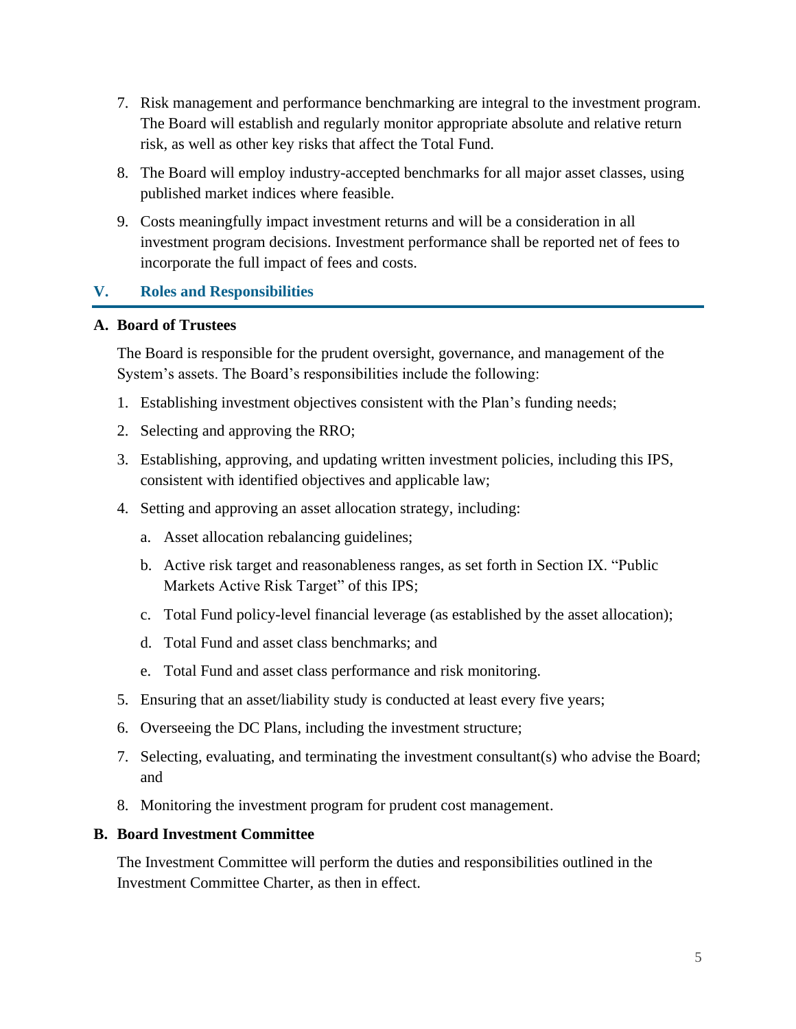7. Risk management and performance benchmarking are integral to the investment program. The Board will establish and regularly monitor appropriate absolute and relative return risk, as well as other key risks that affect the Total Fund.
8. The Board will employ industry-accepted benchmarks for all major asset classes, using published market indices where feasible.
9. Costs meaningfully impact investment returns and will be a consideration in all investment program decisions. Investment performance shall be reported net of fees to incorporate the full impact of fees and costs.

## V. Roles and Responsibilities

### A. Board of Trustees

The Board is responsible for the prudent oversight, governance, and management of the System's assets. The Board's responsibilities include the following:

1. Establishing investment objectives consistent with the Plan's funding needs;
2. Selecting and approving the RRO;
3. Establishing, approving, and updating written investment policies, including this IPS, consistent with identified objectives and applicable law;
4. Setting and approving an asset allocation strategy, including:
   a. Asset allocation rebalancing guidelines;
   b. Active risk target and reasonableness ranges, as set forth in Section IX. "Public Markets Active Risk Target" of this IPS;
   c. Total Fund policy-level financial leverage (as established by the asset allocation);
   d. Total Fund and asset class benchmarks; and
   e. Total Fund and asset class performance and risk monitoring.
5. Ensuring that an asset/liability study is conducted at least every five years;
6. Overseeing the DC Plans, including the investment structure;
7. Selecting, evaluating, and terminating the investment consultant(s) who advise the Board; and
8. Monitoring the investment program for prudent cost management.

### B. Board Investment Committee

The Investment Committee will perform the duties and responsibilities outlined in the Investment Committee Charter, as then in effect.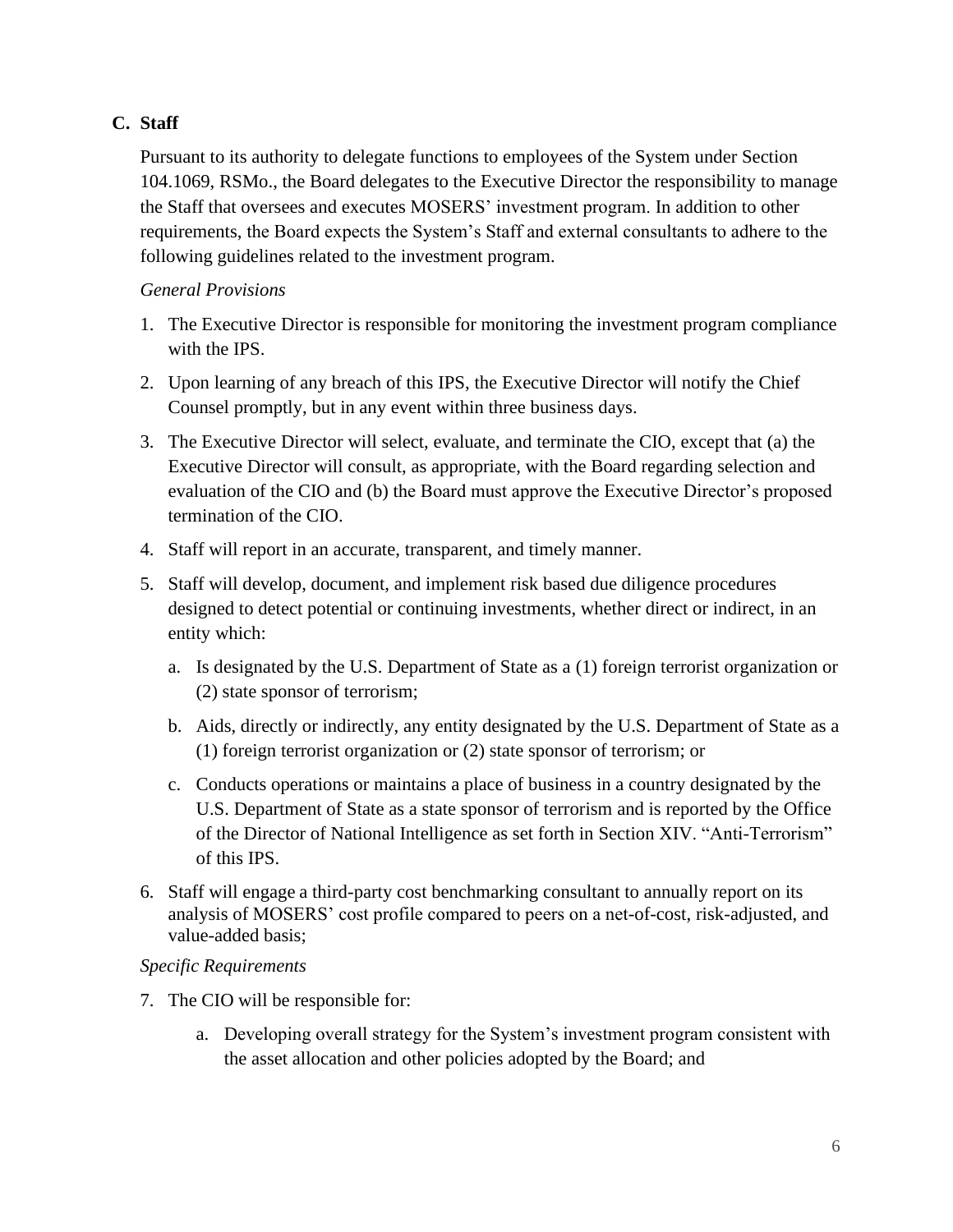### C. Staff

Pursuant to its authority to delegate functions to employees of the System under Section 104.1069, RSMo., the Board delegates to the Executive Director the responsibility to manage the Staff that oversees and executes MOSERS' investment program. In addition to other requirements, the Board expects the System's Staff and external consultants to adhere to the following guidelines related to the investment program.

*General Provisions*

1. The Executive Director is responsible for monitoring the investment program compliance with the IPS.
2. Upon learning of any breach of this IPS, the Executive Director will notify the Chief Counsel promptly, but in any event within three business days.
3. The Executive Director will select, evaluate, and terminate the CIO, except that (a) the Executive Director will consult, as appropriate, with the Board regarding selection and evaluation of the CIO and (b) the Board must approve the Executive Director's proposed termination of the CIO.
4. Staff will report in an accurate, transparent, and timely manner.
5. Staff will develop, document, and implement risk based due diligence procedures designed to detect potential or continuing investments, whether direct or indirect, in an entity which:
   a. Is designated by the U.S. Department of State as a (1) foreign terrorist organization or (2) state sponsor of terrorism;
   b. Aids, directly or indirectly, any entity designated by the U.S. Department of State as a (1) foreign terrorist organization or (2) state sponsor of terrorism; or
   c. Conducts operations or maintains a place of business in a country designated by the U.S. Department of State as a state sponsor of terrorism and is reported by the Office of the Director of National Intelligence as set forth in Section XIV. "Anti-Terrorism" of this IPS.
6. Staff will engage a third-party cost benchmarking consultant to annually report on its analysis of MOSERS' cost profile compared to peers on a net-of-cost, risk-adjusted, and value-added basis;

*Specific Requirements*

7. The CIO will be responsible for:
   a. Developing overall strategy for the System's investment program consistent with the asset allocation and other policies adopted by the Board; and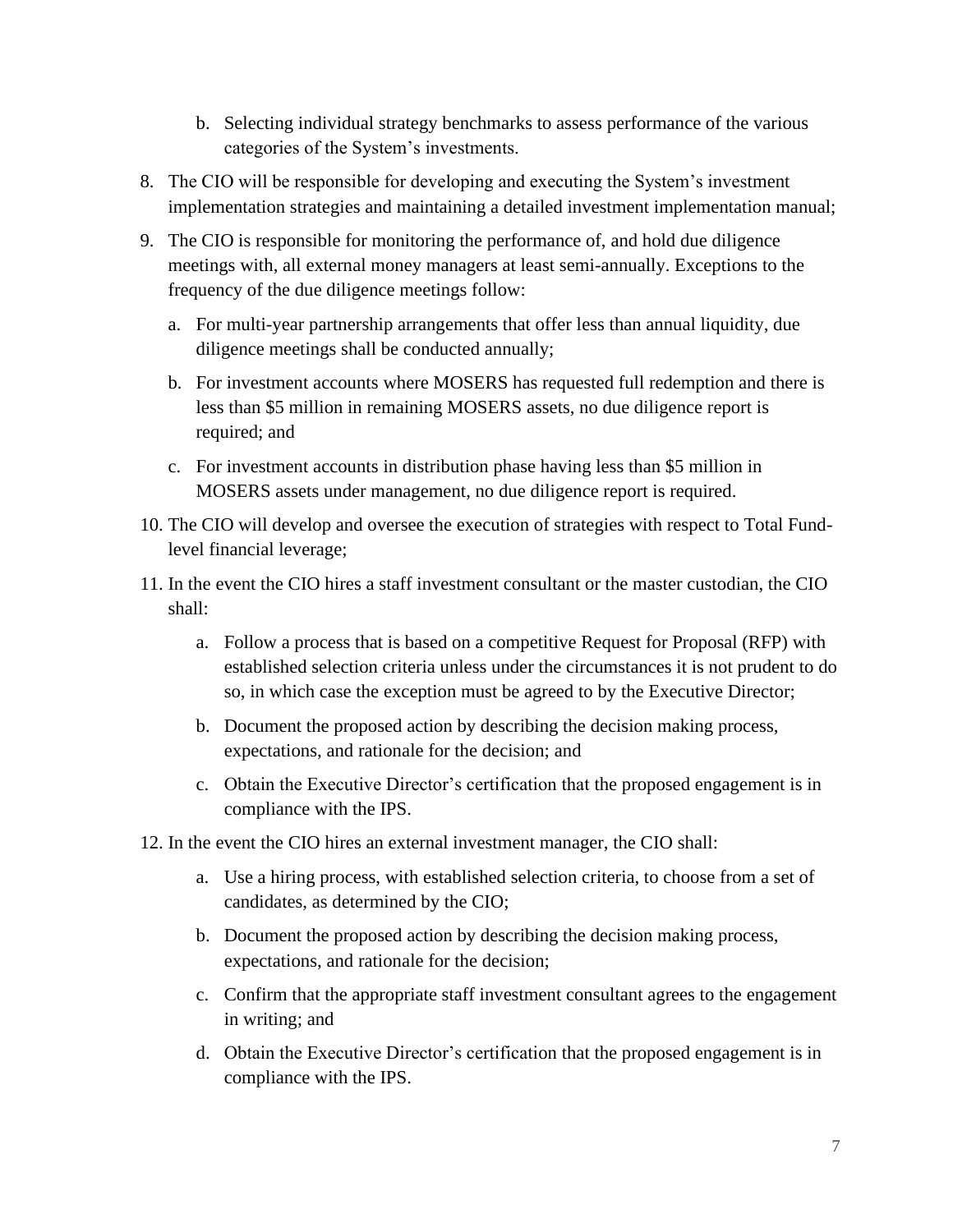b. Selecting individual strategy benchmarks to assess performance of the various categories of the System's investments.

8. The CIO will be responsible for developing and executing the System's investment implementation strategies and maintaining a detailed investment implementation manual;

9. The CIO is responsible for monitoring the performance of, and hold due diligence meetings with, all external money managers at least semi-annually. Exceptions to the frequency of the due diligence meetings follow:

   a. For multi-year partnership arrangements that offer less than annual liquidity, due diligence meetings shall be conducted annually;

   b. For investment accounts where MOSERS has requested full redemption and there is less than $5 million in remaining MOSERS assets, no due diligence report is required; and

   c. For investment accounts in distribution phase having less than $5 million in MOSERS assets under management, no due diligence report is required.

10. The CIO will develop and oversee the execution of strategies with respect to Total Fund-level financial leverage;

11. In the event the CIO hires a staff investment consultant or the master custodian, the CIO shall:

    a. Follow a process that is based on a competitive Request for Proposal (RFP) with established selection criteria unless under the circumstances it is not prudent to do so, in which case the exception must be agreed to by the Executive Director;

    b. Document the proposed action by describing the decision making process, expectations, and rationale for the decision; and

    c. Obtain the Executive Director's certification that the proposed engagement is in compliance with the IPS.

12. In the event the CIO hires an external investment manager, the CIO shall:

    a. Use a hiring process, with established selection criteria, to choose from a set of candidates, as determined by the CIO;

    b. Document the proposed action by describing the decision making process, expectations, and rationale for the decision;

    c. Confirm that the appropriate staff investment consultant agrees to the engagement in writing; and

    d. Obtain the Executive Director's certification that the proposed engagement is in compliance with the IPS.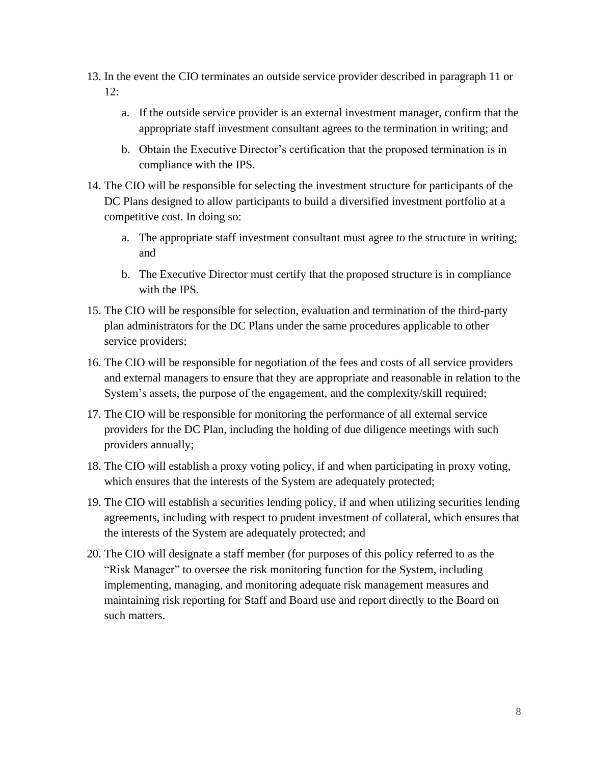13. In the event the CIO terminates an outside service provider described in paragraph 11 or 12:

    a. If the outside service provider is an external investment manager, confirm that the appropriate staff investment consultant agrees to the termination in writing; and

    b. Obtain the Executive Director's certification that the proposed termination is in compliance with the IPS.

14. The CIO will be responsible for selecting the investment structure for participants of the DC Plans designed to allow participants to build a diversified investment portfolio at a competitive cost. In doing so:

    a. The appropriate staff investment consultant must agree to the structure in writing; and

    b. The Executive Director must certify that the proposed structure is in compliance with the IPS.

15. The CIO will be responsible for selection, evaluation and termination of the third-party plan administrators for the DC Plans under the same procedures applicable to other service providers;

16. The CIO will be responsible for negotiation of the fees and costs of all service providers and external managers to ensure that they are appropriate and reasonable in relation to the System's assets, the purpose of the engagement, and the complexity/skill required;

17. The CIO will be responsible for monitoring the performance of all external service providers for the DC Plan, including the holding of due diligence meetings with such providers annually;

18. The CIO will establish a proxy voting policy, if and when participating in proxy voting, which ensures that the interests of the System are adequately protected;

19. The CIO will establish a securities lending policy, if and when utilizing securities lending agreements, including with respect to prudent investment of collateral, which ensures that the interests of the System are adequately protected; and

20. The CIO will designate a staff member (for purposes of this policy referred to as the "Risk Manager" to oversee the risk monitoring function for the System, including implementing, managing, and monitoring adequate risk management measures and maintaining risk reporting for Staff and Board use and report directly to the Board on such matters.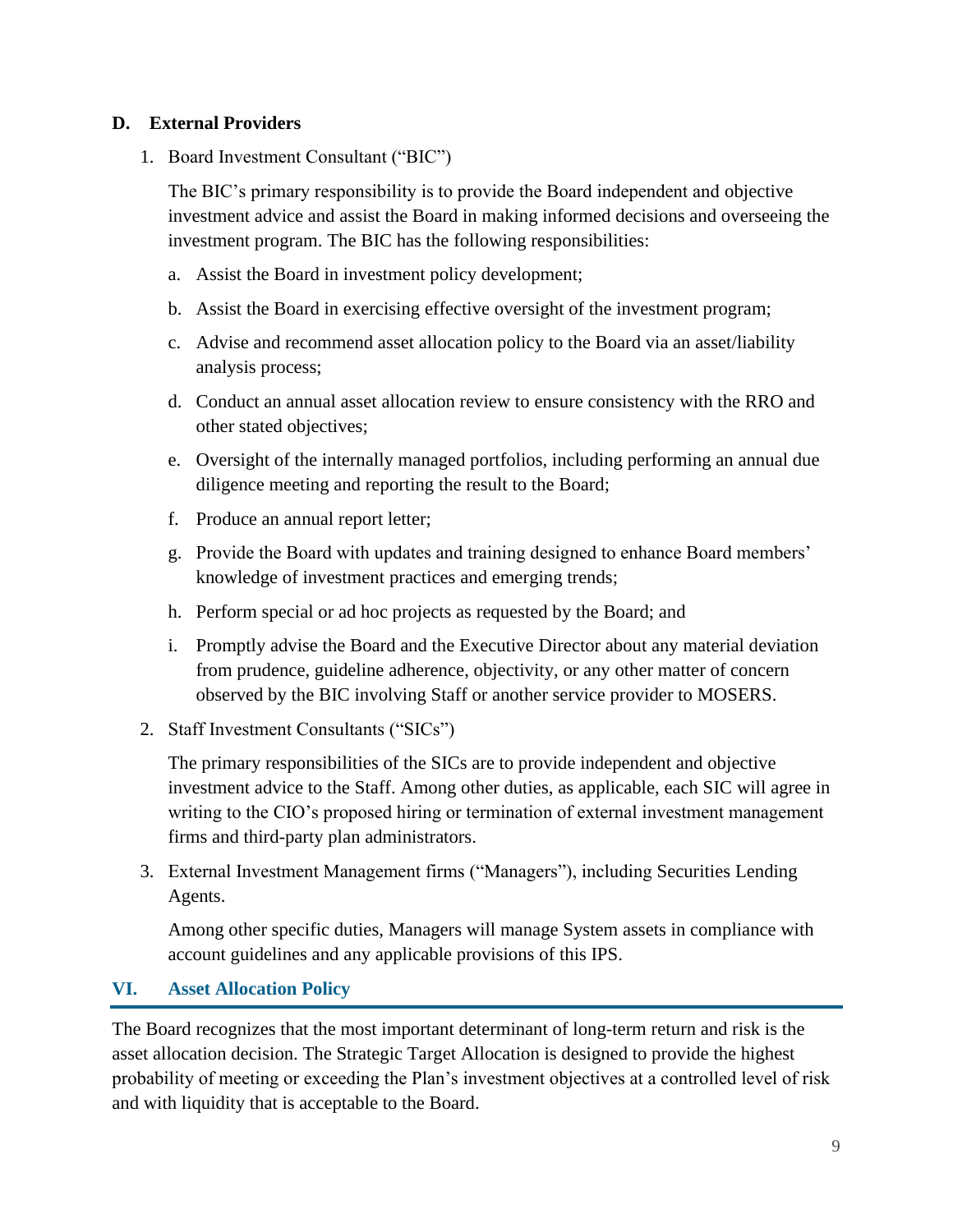### D. External Providers

1. Board Investment Consultant ("BIC")

   The BIC's primary responsibility is to provide the Board independent and objective investment advice and assist the Board in making informed decisions and overseeing the investment program. The BIC has the following responsibilities:

   a. Assist the Board in investment policy development;

   b. Assist the Board in exercising effective oversight of the investment program;

   c. Advise and recommend asset allocation policy to the Board via an asset/liability analysis process;

   d. Conduct an annual asset allocation review to ensure consistency with the RRO and other stated objectives;

   e. Oversight of the internally managed portfolios, including performing an annual due diligence meeting and reporting the result to the Board;

   f. Produce an annual report letter;

   g. Provide the Board with updates and training designed to enhance Board members' knowledge of investment practices and emerging trends;

   h. Perform special or ad hoc projects as requested by the Board; and

   i. Promptly advise the Board and the Executive Director about any material deviation from prudence, guideline adherence, objectivity, or any other matter of concern observed by the BIC involving Staff or another service provider to MOSERS.

2. Staff Investment Consultants ("SICs")

   The primary responsibilities of the SICs are to provide independent and objective investment advice to the Staff. Among other duties, as applicable, each SIC will agree in writing to the CIO's proposed hiring or termination of external investment management firms and third-party plan administrators.

3. External Investment Management firms ("Managers"), including Securities Lending Agents.

   Among other specific duties, Managers will manage System assets in compliance with account guidelines and any applicable provisions of this IPS.

## VI. Asset Allocation Policy

The Board recognizes that the most important determinant of long-term return and risk is the asset allocation decision. The Strategic Target Allocation is designed to provide the highest probability of meeting or exceeding the Plan's investment objectives at a controlled level of risk and with liquidity that is acceptable to the Board.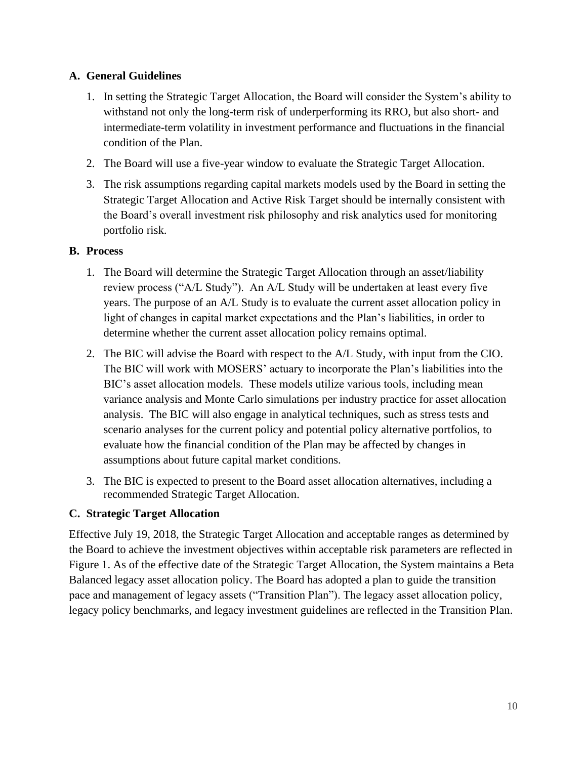### A. General Guidelines

1. In setting the Strategic Target Allocation, the Board will consider the System's ability to withstand not only the long-term risk of underperforming its RRO, but also short- and intermediate-term volatility in investment performance and fluctuations in the financial condition of the Plan.
2. The Board will use a five-year window to evaluate the Strategic Target Allocation.
3. The risk assumptions regarding capital markets models used by the Board in setting the Strategic Target Allocation and Active Risk Target should be internally consistent with the Board's overall investment risk philosophy and risk analytics used for monitoring portfolio risk.

### B. Process

1. The Board will determine the Strategic Target Allocation through an asset/liability review process ("A/L Study"). An A/L Study will be undertaken at least every five years. The purpose of an A/L Study is to evaluate the current asset allocation policy in light of changes in capital market expectations and the Plan's liabilities, in order to determine whether the current asset allocation policy remains optimal.
2. The BIC will advise the Board with respect to the A/L Study, with input from the CIO. The BIC will work with MOSERS' actuary to incorporate the Plan's liabilities into the BIC's asset allocation models. These models utilize various tools, including mean variance analysis and Monte Carlo simulations per industry practice for asset allocation analysis. The BIC will also engage in analytical techniques, such as stress tests and scenario analyses for the current policy and potential policy alternative portfolios, to evaluate how the financial condition of the Plan may be affected by changes in assumptions about future capital market conditions.
3. The BIC is expected to present to the Board asset allocation alternatives, including a recommended Strategic Target Allocation.

### C. Strategic Target Allocation

Effective July 19, 2018, the Strategic Target Allocation and acceptable ranges as determined by the Board to achieve the investment objectives within acceptable risk parameters are reflected in Figure 1. As of the effective date of the Strategic Target Allocation, the System maintains a Beta Balanced legacy asset allocation policy. The Board has adopted a plan to guide the transition pace and management of legacy assets ("Transition Plan"). The legacy asset allocation policy, legacy policy benchmarks, and legacy investment guidelines are reflected in the Transition Plan.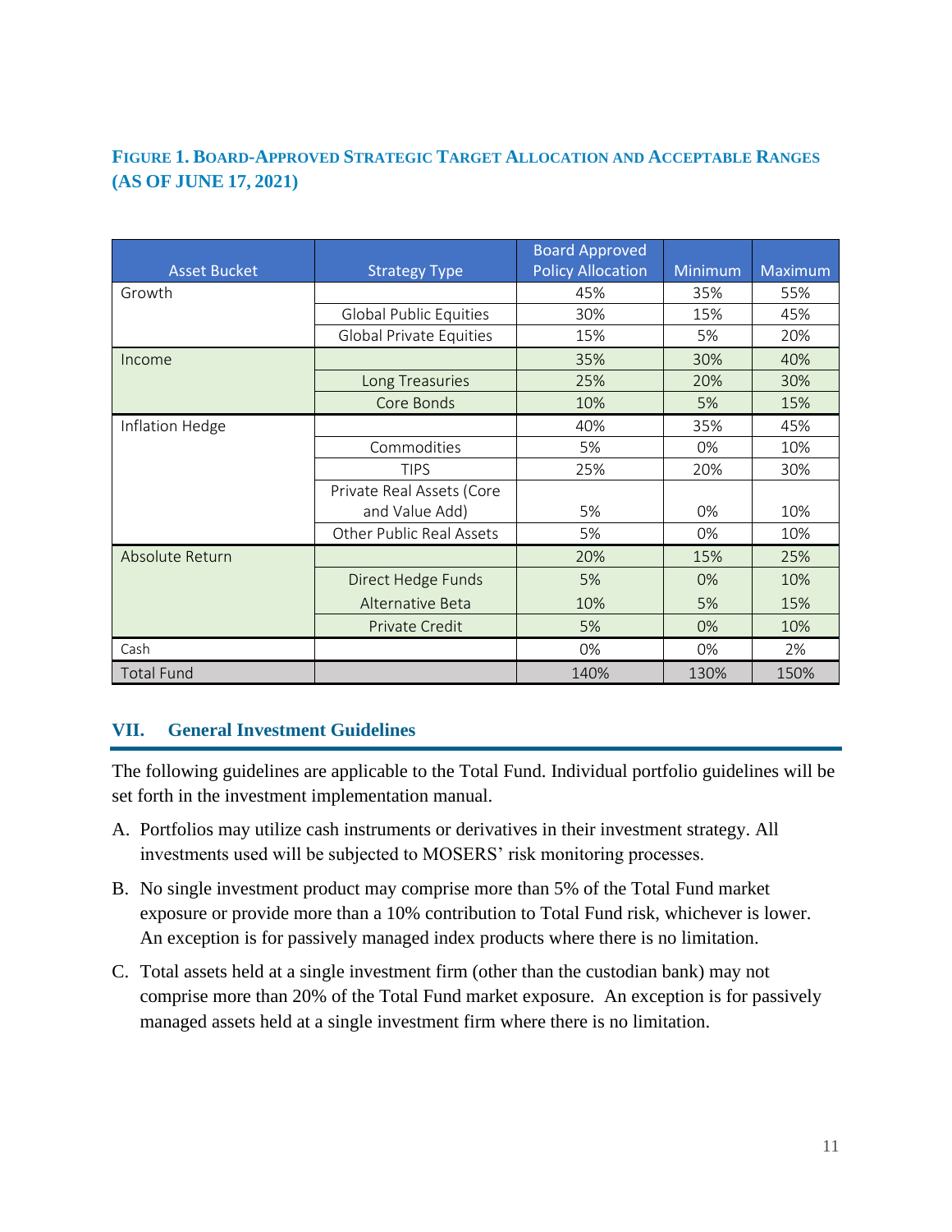**FIGURE 1. BOARD-APPROVED STRATEGIC TARGET ALLOCATION AND ACCEPTABLE RANGES (AS OF JUNE 17, 2021)**

| Asset Bucket | Strategy Type | Board Approved Policy Allocation | Minimum | Maximum |
|---|---|---|---|---|
| Growth | | 45% | 35% | 55% |
| | Global Public Equities | 30% | 15% | 45% |
| | Global Private Equities | 15% | 5% | 20% |
| Income | | 35% | 30% | 40% |
| | Long Treasuries | 25% | 20% | 30% |
| | Core Bonds | 10% | 5% | 15% |
| Inflation Hedge | | 40% | 35% | 45% |
| | Commodities | 5% | 0% | 10% |
| | TIPS | 25% | 20% | 30% |
| | Private Real Assets (Core and Value Add) | 5% | 0% | 10% |
| | Other Public Real Assets | 5% | 0% | 10% |
| Absolute Return | | 20% | 15% | 25% |
| | Direct Hedge Funds | 5% | 0% | 10% |
| | Alternative Beta | 10% | 5% | 15% |
| | Private Credit | 5% | 0% | 10% |
| Cash | | 0% | 0% | 2% |
| Total Fund | | 140% | 130% | 150% |

## VII. General Investment Guidelines

The following guidelines are applicable to the Total Fund. Individual portfolio guidelines will be set forth in the investment implementation manual.

A. Portfolios may utilize cash instruments or derivatives in their investment strategy. All investments used will be subjected to MOSERS' risk monitoring processes.

B. No single investment product may comprise more than 5% of the Total Fund market exposure or provide more than a 10% contribution to Total Fund risk, whichever is lower. An exception is for passively managed index products where there is no limitation.

C. Total assets held at a single investment firm (other than the custodian bank) may not comprise more than 20% of the Total Fund market exposure. An exception is for passively managed assets held at a single investment firm where there is no limitation.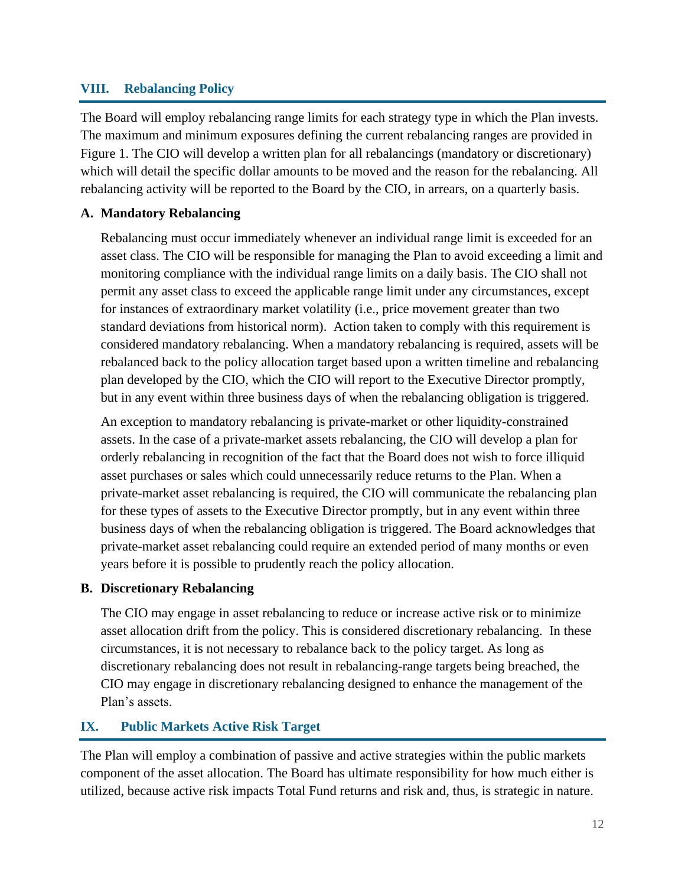## VIII. Rebalancing Policy

The Board will employ rebalancing range limits for each strategy type in which the Plan invests. The maximum and minimum exposures defining the current rebalancing ranges are provided in Figure 1. The CIO will develop a written plan for all rebalancings (mandatory or discretionary) which will detail the specific dollar amounts to be moved and the reason for the rebalancing. All rebalancing activity will be reported to the Board by the CIO, in arrears, on a quarterly basis.

### A. Mandatory Rebalancing

Rebalancing must occur immediately whenever an individual range limit is exceeded for an asset class. The CIO will be responsible for managing the Plan to avoid exceeding a limit and monitoring compliance with the individual range limits on a daily basis. The CIO shall not permit any asset class to exceed the applicable range limit under any circumstances, except for instances of extraordinary market volatility (i.e., price movement greater than two standard deviations from historical norm). Action taken to comply with this requirement is considered mandatory rebalancing. When a mandatory rebalancing is required, assets will be rebalanced back to the policy allocation target based upon a written timeline and rebalancing plan developed by the CIO, which the CIO will report to the Executive Director promptly, but in any event within three business days of when the rebalancing obligation is triggered.

An exception to mandatory rebalancing is private-market or other liquidity-constrained assets. In the case of a private-market assets rebalancing, the CIO will develop a plan for orderly rebalancing in recognition of the fact that the Board does not wish to force illiquid asset purchases or sales which could unnecessarily reduce returns to the Plan. When a private-market asset rebalancing is required, the CIO will communicate the rebalancing plan for these types of assets to the Executive Director promptly, but in any event within three business days of when the rebalancing obligation is triggered. The Board acknowledges that private-market asset rebalancing could require an extended period of many months or even years before it is possible to prudently reach the policy allocation.

### B. Discretionary Rebalancing

The CIO may engage in asset rebalancing to reduce or increase active risk or to minimize asset allocation drift from the policy. This is considered discretionary rebalancing. In these circumstances, it is not necessary to rebalance back to the policy target. As long as discretionary rebalancing does not result in rebalancing-range targets being breached, the CIO may engage in discretionary rebalancing designed to enhance the management of the Plan's assets.

## IX. Public Markets Active Risk Target

The Plan will employ a combination of passive and active strategies within the public markets component of the asset allocation. The Board has ultimate responsibility for how much either is utilized, because active risk impacts Total Fund returns and risk and, thus, is strategic in nature.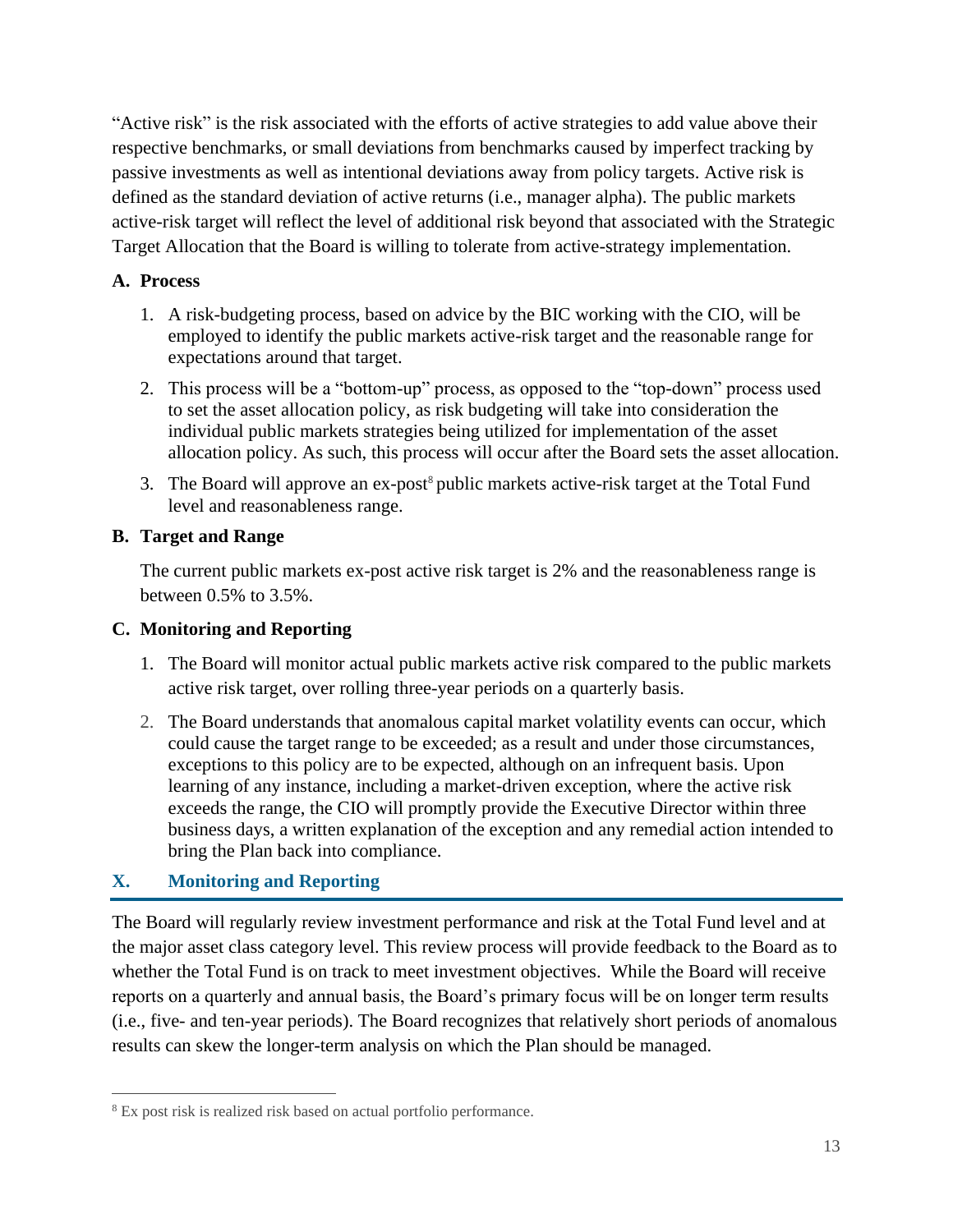"Active risk" is the risk associated with the efforts of active strategies to add value above their respective benchmarks, or small deviations from benchmarks caused by imperfect tracking by passive investments as well as intentional deviations away from policy targets. Active risk is defined as the standard deviation of active returns (i.e., manager alpha). The public markets active-risk target will reflect the level of additional risk beyond that associated with the Strategic Target Allocation that the Board is willing to tolerate from active-strategy implementation.

**A. Process**

1. A risk-budgeting process, based on advice by the BIC working with the CIO, will be employed to identify the public markets active-risk target and the reasonable range for expectations around that target.
2. This process will be a "bottom-up" process, as opposed to the "top-down" process used to set the asset allocation policy, as risk budgeting will take into consideration the individual public markets strategies being utilized for implementation of the asset allocation policy. As such, this process will occur after the Board sets the asset allocation.
3. The Board will approve an ex-post[8] public markets active-risk target at the Total Fund level and reasonableness range.

**B. Target and Range**

The current public markets ex-post active risk target is 2% and the reasonableness range is between 0.5% to 3.5%.

**C. Monitoring and Reporting**

1. The Board will monitor actual public markets active risk compared to the public markets active risk target, over rolling three-year periods on a quarterly basis.
2. The Board understands that anomalous capital market volatility events can occur, which could cause the target range to be exceeded; as a result and under those circumstances, exceptions to this policy are to be expected, although on an infrequent basis. Upon learning of any instance, including a market-driven exception, where the active risk exceeds the range, the CIO will promptly provide the Executive Director within three business days, a written explanation of the exception and any remedial action intended to bring the Plan back into compliance.

## X. Monitoring and Reporting

The Board will regularly review investment performance and risk at the Total Fund level and at the major asset class category level. This review process will provide feedback to the Board as to whether the Total Fund is on track to meet investment objectives. While the Board will receive reports on a quarterly and annual basis, the Board's primary focus will be on longer term results (i.e., five- and ten-year periods). The Board recognizes that relatively short periods of anomalous results can skew the longer-term analysis on which the Plan should be managed.

[8] Ex post risk is realized risk based on actual portfolio performance.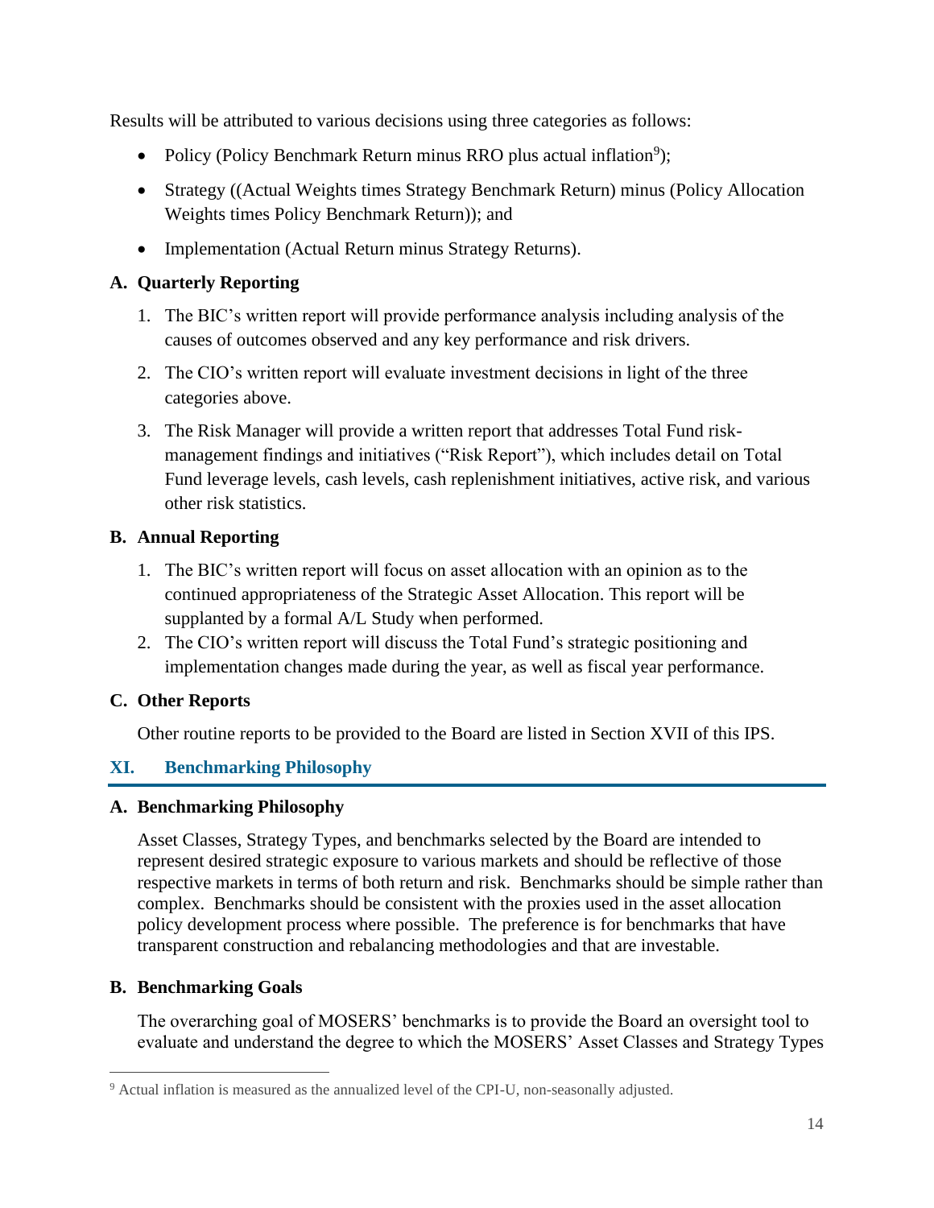Results will be attributed to various decisions using three categories as follows:

- Policy (Policy Benchmark Return minus RRO plus actual inflation[9]);
- Strategy ((Actual Weights times Strategy Benchmark Return) minus (Policy Allocation Weights times Policy Benchmark Return)); and
- Implementation (Actual Return minus Strategy Returns).

### A. Quarterly Reporting

1. The BIC's written report will provide performance analysis including analysis of the causes of outcomes observed and any key performance and risk drivers.
2. The CIO's written report will evaluate investment decisions in light of the three categories above.
3. The Risk Manager will provide a written report that addresses Total Fund risk-management findings and initiatives ("Risk Report"), which includes detail on Total Fund leverage levels, cash levels, cash replenishment initiatives, active risk, and various other risk statistics.

### B. Annual Reporting

1. The BIC's written report will focus on asset allocation with an opinion as to the continued appropriateness of the Strategic Asset Allocation. This report will be supplanted by a formal A/L Study when performed.
2. The CIO's written report will discuss the Total Fund's strategic positioning and implementation changes made during the year, as well as fiscal year performance.

### C. Other Reports

Other routine reports to be provided to the Board are listed in Section XVII of this IPS.

## XI. Benchmarking Philosophy

### A. Benchmarking Philosophy

Asset Classes, Strategy Types, and benchmarks selected by the Board are intended to represent desired strategic exposure to various markets and should be reflective of those respective markets in terms of both return and risk. Benchmarks should be simple rather than complex. Benchmarks should be consistent with the proxies used in the asset allocation policy development process where possible. The preference is for benchmarks that have transparent construction and rebalancing methodologies and that are investable.

### B. Benchmarking Goals

The overarching goal of MOSERS' benchmarks is to provide the Board an oversight tool to evaluate and understand the degree to which the MOSERS' Asset Classes and Strategy Types

---

[9] Actual inflation is measured as the annualized level of the CPI-U, non-seasonally adjusted.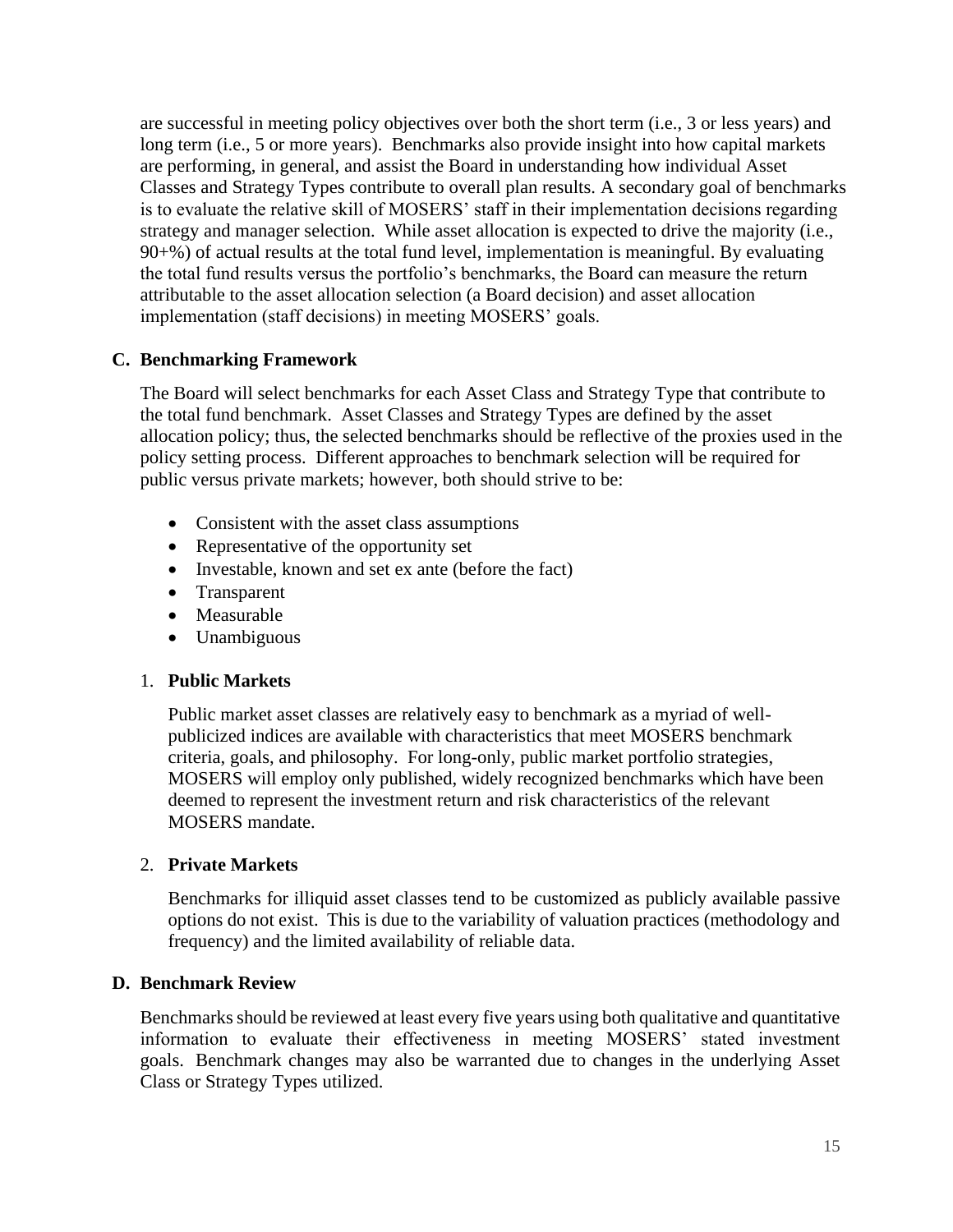are successful in meeting policy objectives over both the short term (i.e., 3 or less years) and long term (i.e., 5 or more years). Benchmarks also provide insight into how capital markets are performing, in general, and assist the Board in understanding how individual Asset Classes and Strategy Types contribute to overall plan results. A secondary goal of benchmarks is to evaluate the relative skill of MOSERS' staff in their implementation decisions regarding strategy and manager selection. While asset allocation is expected to drive the majority (i.e., 90+%) of actual results at the total fund level, implementation is meaningful. By evaluating the total fund results versus the portfolio's benchmarks, the Board can measure the return attributable to the asset allocation selection (a Board decision) and asset allocation implementation (staff decisions) in meeting MOSERS' goals.

## C. Benchmarking Framework

The Board will select benchmarks for each Asset Class and Strategy Type that contribute to the total fund benchmark. Asset Classes and Strategy Types are defined by the asset allocation policy; thus, the selected benchmarks should be reflective of the proxies used in the policy setting process. Different approaches to benchmark selection will be required for public versus private markets; however, both should strive to be:

- Consistent with the asset class assumptions
- Representative of the opportunity set
- Investable, known and set ex ante (before the fact)
- Transparent
- Measurable
- Unambiguous

### 1. Public Markets

Public market asset classes are relatively easy to benchmark as a myriad of well-publicized indices are available with characteristics that meet MOSERS benchmark criteria, goals, and philosophy. For long-only, public market portfolio strategies, MOSERS will employ only published, widely recognized benchmarks which have been deemed to represent the investment return and risk characteristics of the relevant MOSERS mandate.

### 2. Private Markets

Benchmarks for illiquid asset classes tend to be customized as publicly available passive options do not exist. This is due to the variability of valuation practices (methodology and frequency) and the limited availability of reliable data.

## D. Benchmark Review

Benchmarks should be reviewed at least every five years using both qualitative and quantitative information to evaluate their effectiveness in meeting MOSERS' stated investment goals. Benchmark changes may also be warranted due to changes in the underlying Asset Class or Strategy Types utilized.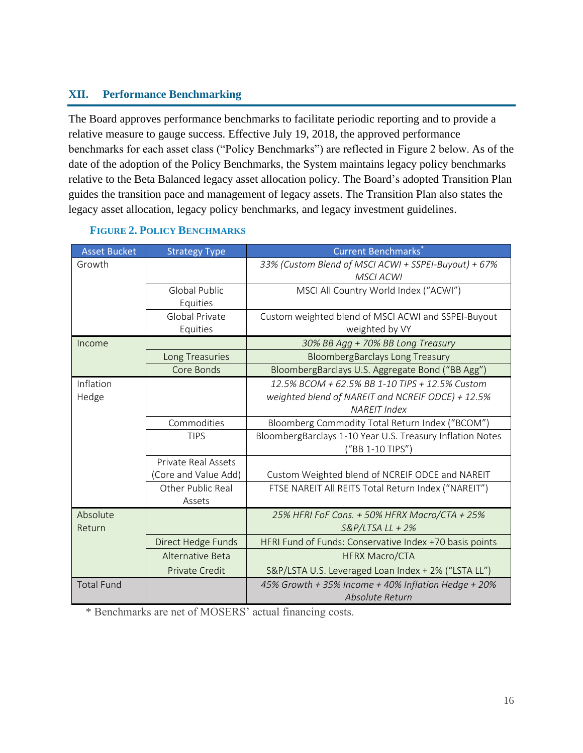## XII. Performance Benchmarking

The Board approves performance benchmarks to facilitate periodic reporting and to provide a relative measure to gauge success. Effective July 19, 2018, the approved performance benchmarks for each asset class ("Policy Benchmarks") are reflected in Figure 2 below. As of the date of the adoption of the Policy Benchmarks, the System maintains legacy policy benchmarks relative to the Beta Balanced legacy asset allocation policy. The Board's adopted Transition Plan guides the transition pace and management of legacy assets. The Transition Plan also states the legacy asset allocation, legacy policy benchmarks, and legacy investment guidelines.

**FIGURE 2. POLICY BENCHMARKS**

| Asset Bucket | Strategy Type | Current Benchmarks* |
|---|---|---|
| Growth | | *33% (Custom Blend of MSCI ACWI + SSPEI-Buyout) + 67% MSCI ACWI* |
| | Global Public Equities | MSCI All Country World Index ("ACWI") |
| | Global Private Equities | Custom weighted blend of MSCI ACWI and SSPEI-Buyout weighted by VY |
| Income | | *30% BB Agg + 70% BB Long Treasury* |
| | Long Treasuries | BloombergBarclays Long Treasury |
| | Core Bonds | BloombergBarclays U.S. Aggregate Bond ("BB Agg") |
| Inflation Hedge | | *12.5% BCOM + 62.5% BB 1-10 TIPS + 12.5% Custom weighted blend of NAREIT and NCREIF ODCE) + 12.5% NAREIT Index* |
| | Commodities | Bloomberg Commodity Total Return Index ("BCOM") |
| | TIPS | BloombergBarclays 1-10 Year U.S. Treasury Inflation Notes ("BB 1-10 TIPS") |
| | Private Real Assets (Core and Value Add) | Custom Weighted blend of NCREIF ODCE and NAREIT |
| | Other Public Real Assets | FTSE NAREIT All REITS Total Return Index ("NAREIT") |
| Absolute Return | | *25% HFRI FoF Cons. + 50% HFRX Macro/CTA + 25% S&P/LTSA LL + 2%* |
| | Direct Hedge Funds | HFRI Fund of Funds: Conservative Index +70 basis points |
| | Alternative Beta | HFRX Macro/CTA |
| | Private Credit | S&P/LSTA U.S. Leveraged Loan Index + 2% ("LSTA LL") |
| Total Fund | | *45% Growth + 35% Income + 40% Inflation Hedge + 20% Absolute Return* |

\* Benchmarks are net of MOSERS' actual financing costs.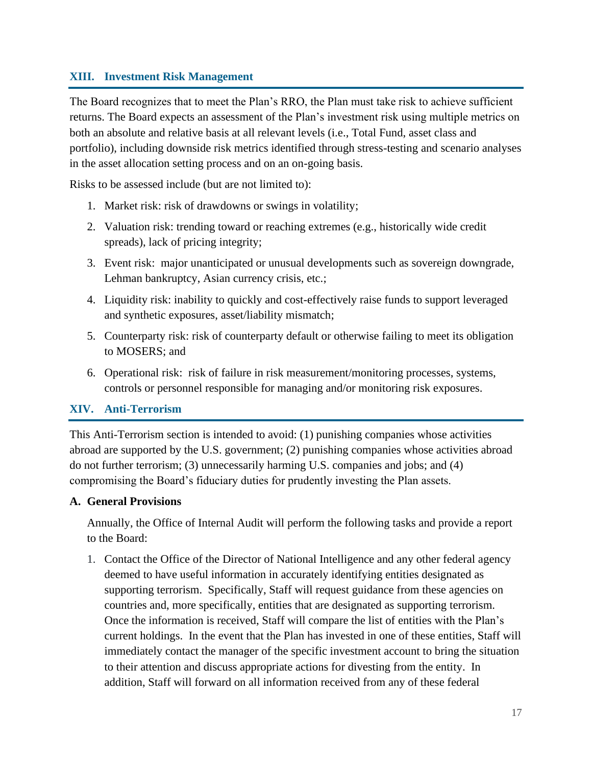## XIII. Investment Risk Management

The Board recognizes that to meet the Plan's RRO, the Plan must take risk to achieve sufficient returns. The Board expects an assessment of the Plan's investment risk using multiple metrics on both an absolute and relative basis at all relevant levels (i.e., Total Fund, asset class and portfolio), including downside risk metrics identified through stress-testing and scenario analyses in the asset allocation setting process and on an on-going basis.

Risks to be assessed include (but are not limited to):

1. Market risk: risk of drawdowns or swings in volatility;
2. Valuation risk: trending toward or reaching extremes (e.g., historically wide credit spreads), lack of pricing integrity;
3. Event risk: major unanticipated or unusual developments such as sovereign downgrade, Lehman bankruptcy, Asian currency crisis, etc.;
4. Liquidity risk: inability to quickly and cost-effectively raise funds to support leveraged and synthetic exposures, asset/liability mismatch;
5. Counterparty risk: risk of counterparty default or otherwise failing to meet its obligation to MOSERS; and
6. Operational risk: risk of failure in risk measurement/monitoring processes, systems, controls or personnel responsible for managing and/or monitoring risk exposures.

## XIV. Anti-Terrorism

This Anti-Terrorism section is intended to avoid: (1) punishing companies whose activities abroad are supported by the U.S. government; (2) punishing companies whose activities abroad do not further terrorism; (3) unnecessarily harming U.S. companies and jobs; and (4) compromising the Board's fiduciary duties for prudently investing the Plan assets.

### A. General Provisions

Annually, the Office of Internal Audit will perform the following tasks and provide a report to the Board:

1. Contact the Office of the Director of National Intelligence and any other federal agency deemed to have useful information in accurately identifying entities designated as supporting terrorism. Specifically, Staff will request guidance from these agencies on countries and, more specifically, entities that are designated as supporting terrorism. Once the information is received, Staff will compare the list of entities with the Plan's current holdings. In the event that the Plan has invested in one of these entities, Staff will immediately contact the manager of the specific investment account to bring the situation to their attention and discuss appropriate actions for divesting from the entity. In addition, Staff will forward on all information received from any of these federal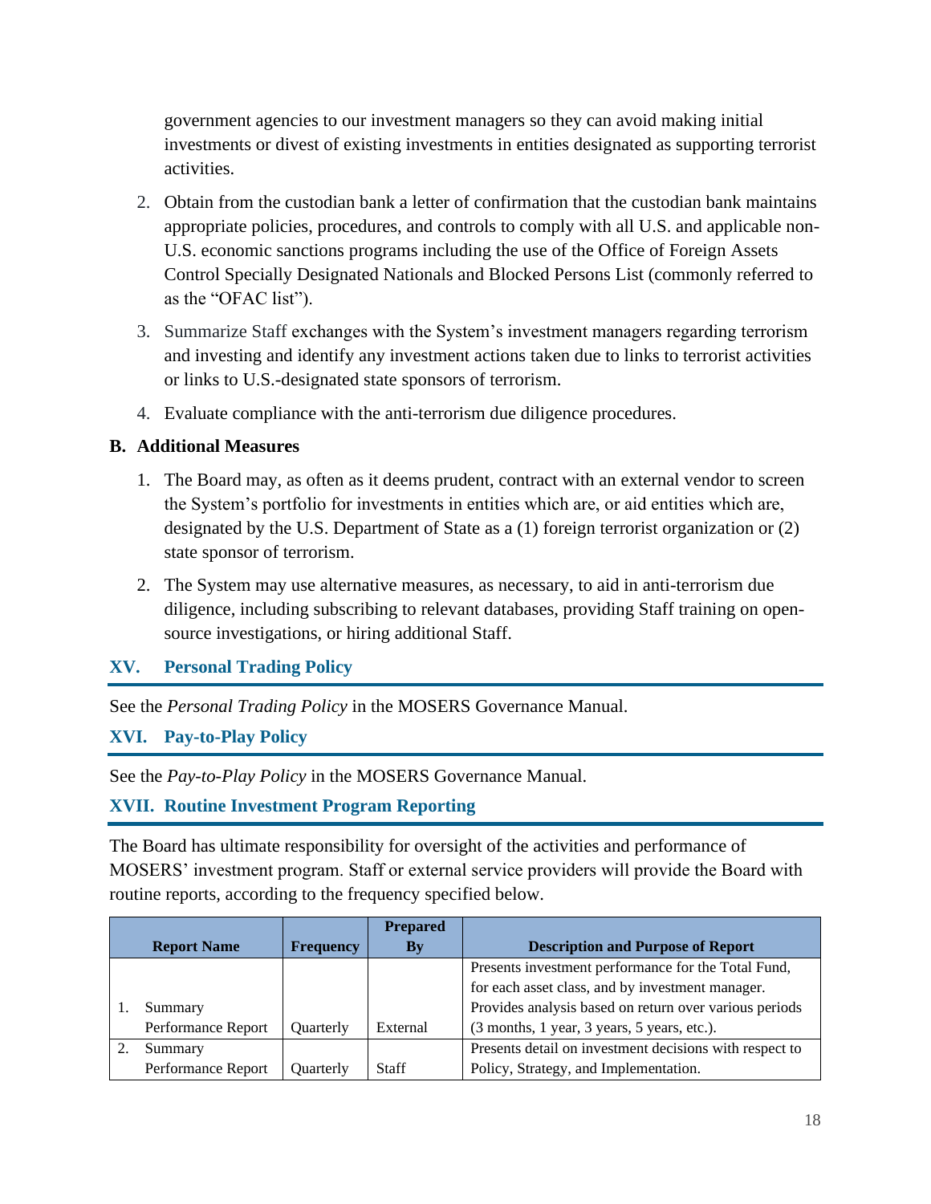government agencies to our investment managers so they can avoid making initial investments or divest of existing investments in entities designated as supporting terrorist activities.

2. Obtain from the custodian bank a letter of confirmation that the custodian bank maintains appropriate policies, procedures, and controls to comply with all U.S. and applicable non-U.S. economic sanctions programs including the use of the Office of Foreign Assets Control Specially Designated Nationals and Blocked Persons List (commonly referred to as the "OFAC list").

3. Summarize Staff exchanges with the System's investment managers regarding terrorism and investing and identify any investment actions taken due to links to terrorist activities or links to U.S.-designated state sponsors of terrorism.

4. Evaluate compliance with the anti-terrorism due diligence procedures.

**B. Additional Measures**

1. The Board may, as often as it deems prudent, contract with an external vendor to screen the System's portfolio for investments in entities which are, or aid entities which are, designated by the U.S. Department of State as a (1) foreign terrorist organization or (2) state sponsor of terrorism.

2. The System may use alternative measures, as necessary, to aid in anti-terrorism due diligence, including subscribing to relevant databases, providing Staff training on open-source investigations, or hiring additional Staff.

## XV. Personal Trading Policy

See the *Personal Trading Policy* in the MOSERS Governance Manual.

## XVI. Pay-to-Play Policy

See the *Pay-to-Play Policy* in the MOSERS Governance Manual.

## XVII. Routine Investment Program Reporting

The Board has ultimate responsibility for oversight of the activities and performance of MOSERS' investment program. Staff or external service providers will provide the Board with routine reports, according to the frequency specified below.

| Report Name | Frequency | Prepared By | Description and Purpose of Report |
|---|---|---|---|
| 1. Summary Performance Report | Quarterly | External | Presents investment performance for the Total Fund, for each asset class, and by investment manager. Provides analysis based on return over various periods (3 months, 1 year, 3 years, 5 years, etc.). |
| 2. Summary Performance Report | Quarterly | Staff | Presents detail on investment decisions with respect to Policy, Strategy, and Implementation. |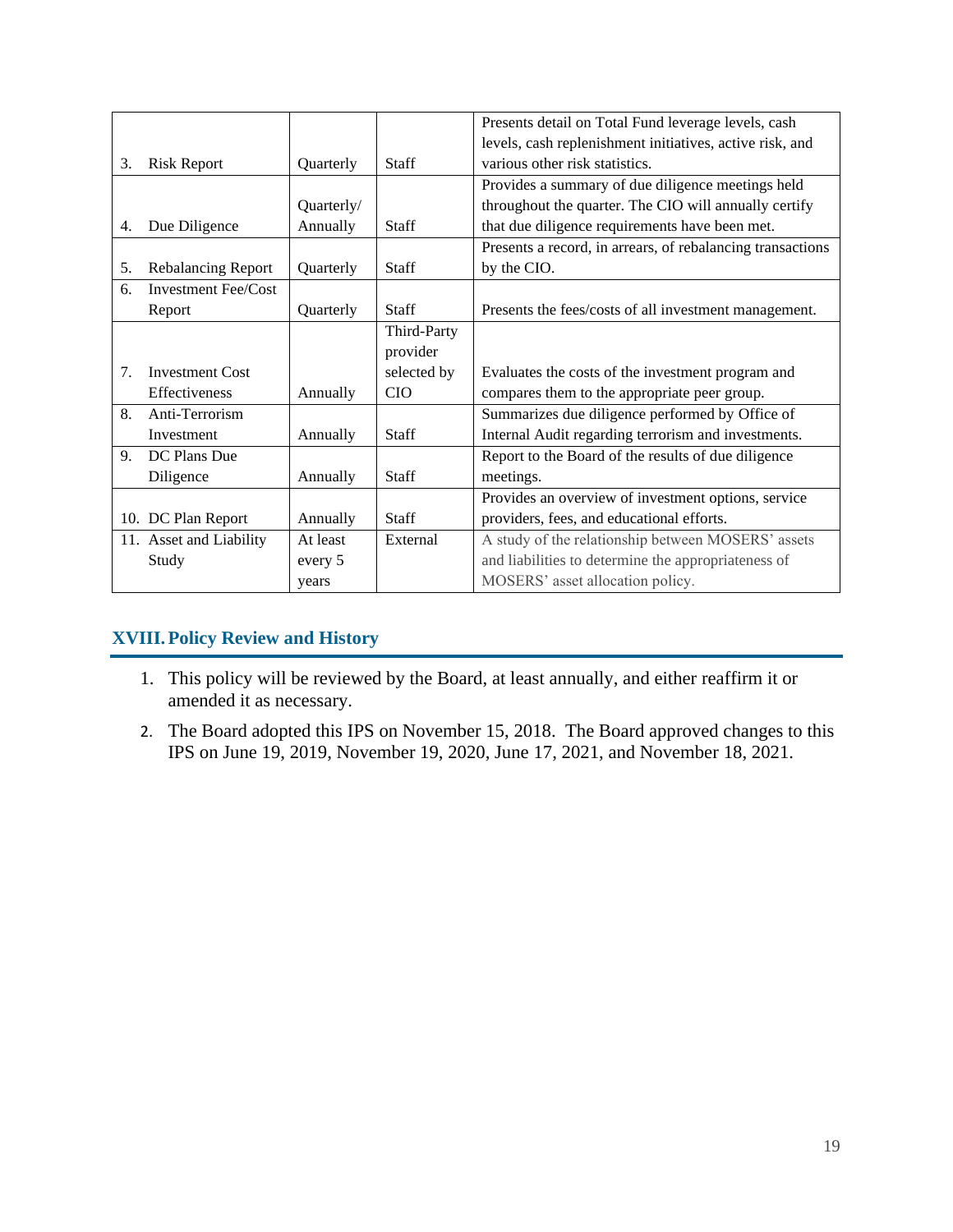| | | | |
|---|---|---|---|
| 3. Risk Report | Quarterly | Staff | Presents detail on Total Fund leverage levels, cash levels, cash replenishment initiatives, active risk, and various other risk statistics. |
| 4. Due Diligence | Quarterly/ Annually | Staff | Provides a summary of due diligence meetings held throughout the quarter. The CIO will annually certify that due diligence requirements have been met. |
| 5. Rebalancing Report | Quarterly | Staff | Presents a record, in arrears, of rebalancing transactions by the CIO. |
| 6. Investment Fee/Cost Report | Quarterly | Staff | Presents the fees/costs of all investment management. |
| 7. Investment Cost Effectiveness | Annually | Third-Party provider selected by CIO | Evaluates the costs of the investment program and compares them to the appropriate peer group. |
| 8. Anti-Terrorism Investment | Annually | Staff | Summarizes due diligence performed by Office of Internal Audit regarding terrorism and investments. |
| 9. DC Plans Due Diligence | Annually | Staff | Report to the Board of the results of due diligence meetings. |
| 10. DC Plan Report | Annually | Staff | Provides an overview of investment options, service providers, fees, and educational efforts. |
| 11. Asset and Liability Study | At least every 5 years | External | A study of the relationship between MOSERS' assets and liabilities to determine the appropriateness of MOSERS' asset allocation policy. |

## XVIII. Policy Review and History

1. This policy will be reviewed by the Board, at least annually, and either reaffirm it or amended it as necessary.
2. The Board adopted this IPS on November 15, 2018. The Board approved changes to this IPS on June 19, 2019, November 19, 2020, June 17, 2021, and November 18, 2021.